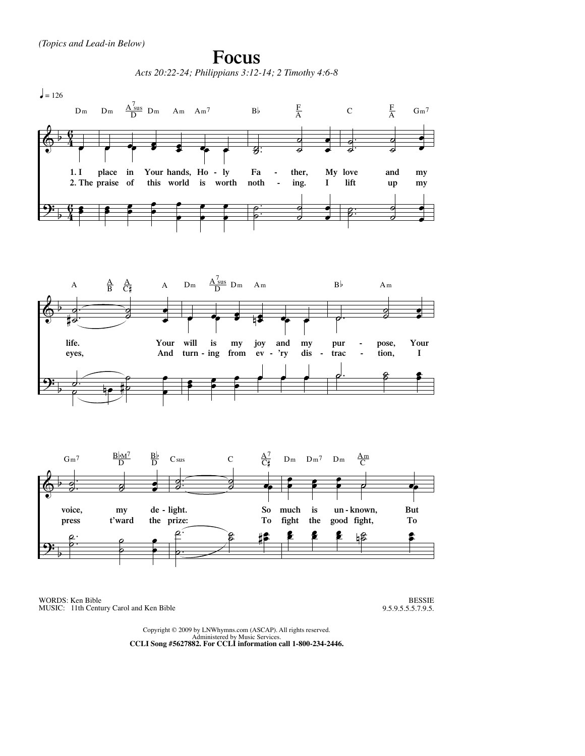*(Topics and Lead-in Below)*

# Focus

*Acts 20:22-24; Philippians 3:12-14; 2 Timothy 4:6-8*

♩ = 126

1. I place in Your hands, Holy Father, My love and my life. Your will is my joy and my purpose, Your voice, my delight. So much is unknown, But

2. The praise of this world is worth nothing. I lift up my eyes, And turning from ev'ry distraction, I press t'ward the prize: To fight the good fight, To

WORDS: Ken Bible
MUSIC: 11th Century Carol and Ken Bible

BESSIE
9.5.9.5.5.5.7.9.5.

Copyright © 2009 by LNWhymns.com (ASCAP). All rights reserved.
Administered by Music Services.
**CCLI Song #5627882. For CCLI information call 1-800-234-2446.**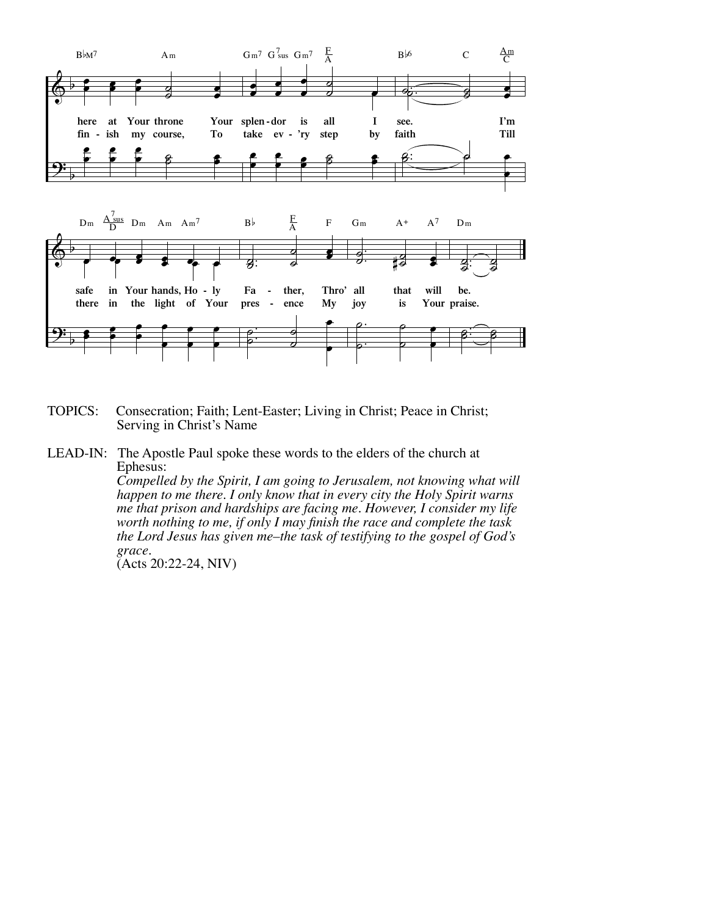here at Your throne Your splen - dor is all I see. I'm
fin - ish my course, To take ev - 'ry step by faith Till

safe in Your hands, Ho - ly Fa - ther, Thro' all that will be.
there in the light of Your pres - ence My joy is Your praise.

TOPICS: Consecration; Faith; Lent-Easter; Living in Christ; Peace in Christ; Serving in Christ's Name

LEAD-IN: The Apostle Paul spoke these words to the elders of the church at Ephesus:
*Compelled by the Spirit, I am going to Jerusalem, not knowing what will happen to me there. I only know that in every city the Holy Spirit warns me that prison and hardships are facing me. However, I consider my life worth nothing to me, if only I may finish the race and complete the task the Lord Jesus has given me–the task of testifying to the gospel of God's grace.*
(Acts 20:22-24, NIV)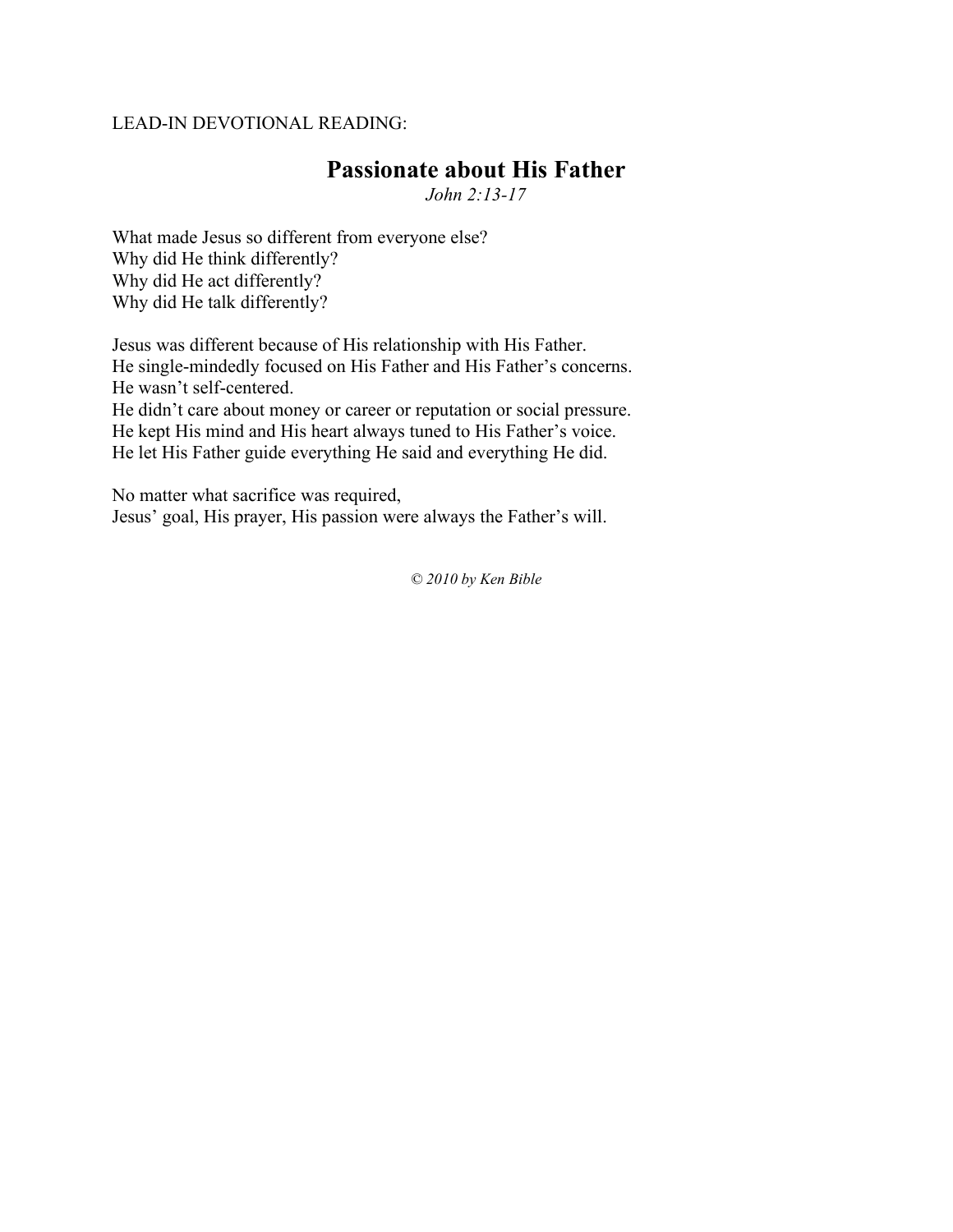LEAD-IN DEVOTIONAL READING:

# Passionate about His Father

*John 2:13-17*

What made Jesus so different from everyone else?  
Why did He think differently?  
Why did He act differently?  
Why did He talk differently?

Jesus was different because of His relationship with His Father.  
He single-mindedly focused on His Father and His Father's concerns.  
He wasn't self-centered.  
He didn't care about money or career or reputation or social pressure.  
He kept His mind and His heart always tuned to His Father's voice.  
He let His Father guide everything He said and everything He did.

No matter what sacrifice was required,  
Jesus' goal, His prayer, His passion were always the Father's will.

*© 2010 by Ken Bible*